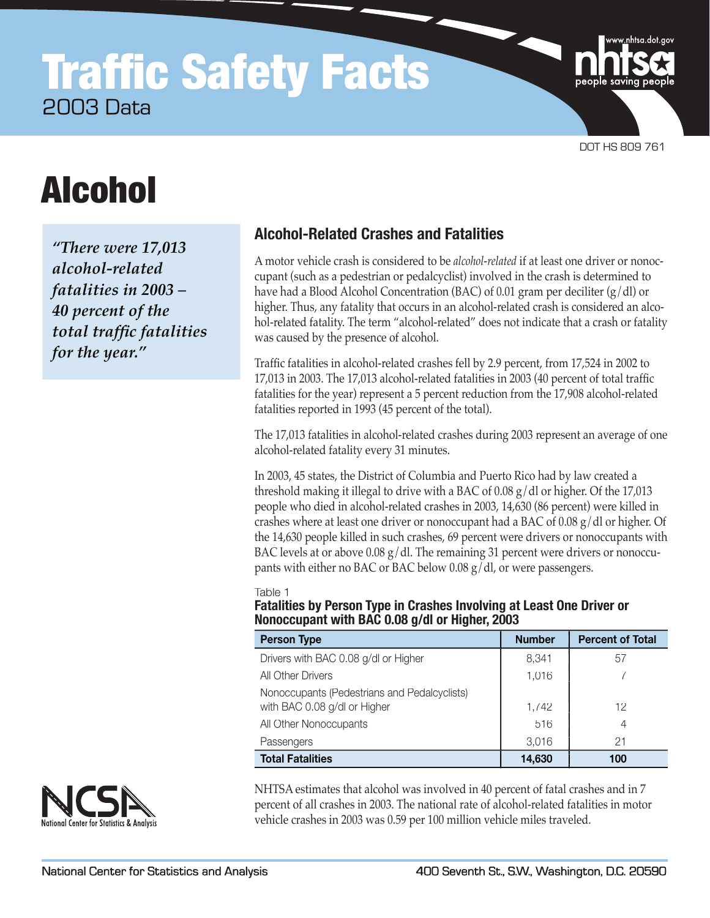# Traffic Safety Facts

2003 Data

DOT HS 809 761

# Alcohol

> *"There were 17,013 alcohol-related fatalities in 2003 – 40 percent of the total traffic fatalities for the year."*

## Alcohol-Related Crashes and Fatalities

A motor vehicle crash is considered to be *alcohol-related* if at least one driver or nonoccupant (such as a pedestrian or pedalcyclist) involved in the crash is determined to have had a Blood Alcohol Concentration (BAC) of 0.01 gram per deciliter (g/dl) or higher. Thus, any fatality that occurs in an alcohol-related crash is considered an alcohol-related fatality. The term "alcohol-related" does not indicate that a crash or fatality was caused by the presence of alcohol.

Traffic fatalities in alcohol-related crashes fell by 2.9 percent, from 17,524 in 2002 to 17,013 in 2003. The 17,013 alcohol-related fatalities in 2003 (40 percent of total traffic fatalities for the year) represent a 5 percent reduction from the 17,908 alcohol-related fatalities reported in 1993 (45 percent of the total).

The 17,013 fatalities in alcohol-related crashes during 2003 represent an average of one alcohol-related fatality every 31 minutes.

In 2003, 45 states, the District of Columbia and Puerto Rico had by law created a threshold making it illegal to drive with a BAC of 0.08 g/dl or higher. Of the 17,013 people who died in alcohol-related crashes in 2003, 14,630 (86 percent) were killed in crashes where at least one driver or nonoccupant had a BAC of 0.08 g/dl or higher. Of the 14,630 people killed in such crashes, 69 percent were drivers or nonoccupants with BAC levels at or above 0.08 g/dl. The remaining 31 percent were drivers or nonoccupants with either no BAC or BAC below 0.08 g/dl, or were passengers.

Table 1
**Fatalities by Person Type in Crashes Involving at Least One Driver or Nonoccupant with BAC 0.08 g/dl or Higher, 2003**

| Person Type | Number | Percent of Total |
|---|---|---|
| Drivers with BAC 0.08 g/dl or Higher | 8,341 | 57 |
| All Other Drivers | 1,016 | 7 |
| Nonoccupants (Pedestrians and Pedalcyclists) with BAC 0.08 g/dl or Higher | 1,742 | 12 |
| All Other Nonoccupants | 516 | 4 |
| Passengers | 3,016 | 21 |
| **Total Fatalities** | **14,630** | **100** |

NHTSA estimates that alcohol was involved in 40 percent of fatal crashes and in 7 percent of all crashes in 2003. The national rate of alcohol-related fatalities in motor vehicle crashes in 2003 was 0.59 per 100 million vehicle miles traveled.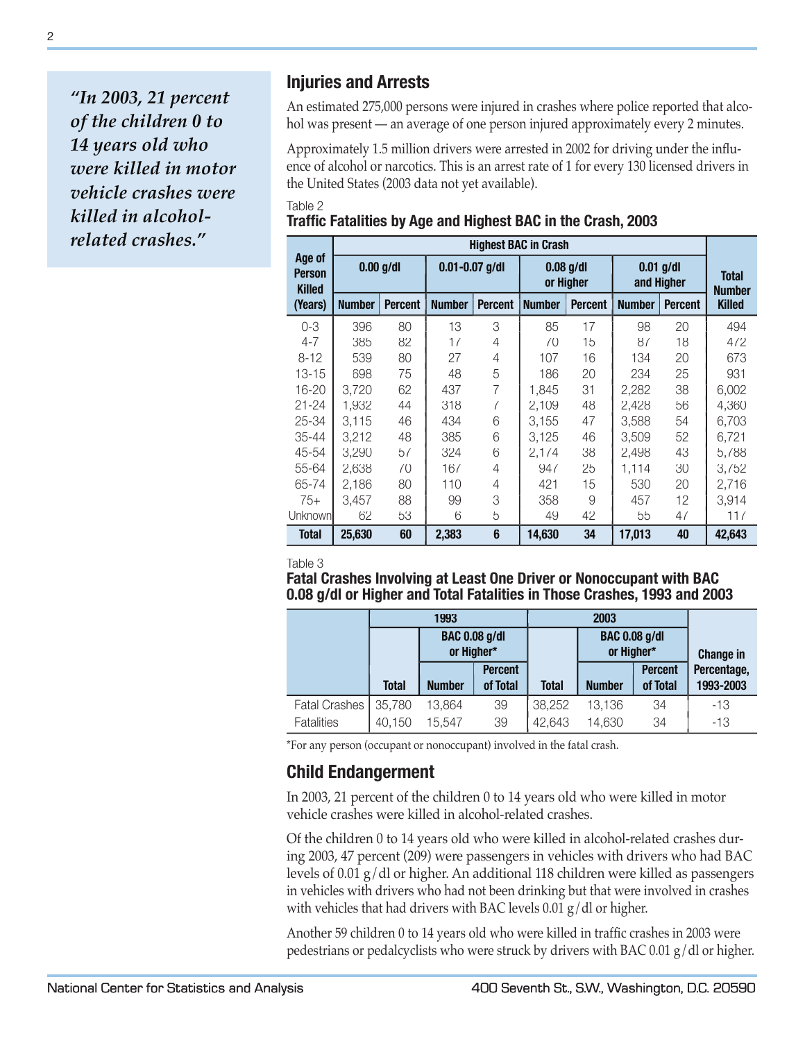> *"In 2003, 21 percent of the children 0 to 14 years old who were killed in motor vehicle crashes were killed in alcohol-related crashes."*

## Injuries and Arrests

An estimated 275,000 persons were injured in crashes where police reported that alcohol was present — an average of one person injured approximately every 2 minutes.

Approximately 1.5 million drivers were arrested in 2002 for driving under the influence of alcohol or narcotics. This is an arrest rate of 1 for every 130 licensed drivers in the United States (2003 data not yet available).

Table 2

**Traffic Fatalities by Age and Highest BAC in the Crash, 2003**

| Age of Person Killed (Years) | Highest BAC in Crash | | | | | | | | Total Number Killed |
|---|---|---|---|---|---|---|---|---|---|
| | 0.00 g/dl | | 0.01-0.07 g/dl | | 0.08 g/dl or Higher | | 0.01 g/dl and Higher | | |
| | Number | Percent | Number | Percent | Number | Percent | Number | Percent | |
| 0-3 | 396 | 80 | 13 | 3 | 85 | 17 | 98 | 20 | 494 |
| 4-7 | 385 | 82 | 17 | 4 | 70 | 15 | 87 | 18 | 472 |
| 8-12 | 539 | 80 | 27 | 4 | 107 | 16 | 134 | 20 | 673 |
| 13-15 | 698 | 75 | 48 | 5 | 186 | 20 | 234 | 25 | 931 |
| 16-20 | 3,720 | 62 | 437 | 7 | 1,845 | 31 | 2,282 | 38 | 6,002 |
| 21-24 | 1,932 | 44 | 318 | 7 | 2,109 | 48 | 2,428 | 56 | 4,360 |
| 25-34 | 3,115 | 46 | 434 | 6 | 3,155 | 47 | 3,588 | 54 | 6,703 |
| 35-44 | 3,212 | 48 | 385 | 6 | 3,125 | 46 | 3,509 | 52 | 6,721 |
| 45-54 | 3,290 | 57 | 324 | 6 | 2,174 | 38 | 2,498 | 43 | 5,788 |
| 55-64 | 2,638 | 70 | 167 | 4 | 947 | 25 | 1,114 | 30 | 3,752 |
| 65-74 | 2,186 | 80 | 110 | 4 | 421 | 15 | 530 | 20 | 2,716 |
| 75+ | 3,457 | 88 | 99 | 3 | 358 | 9 | 457 | 12 | 3,914 |
| Unknown | 62 | 53 | 6 | 5 | 49 | 42 | 55 | 47 | 117 |
| **Total** | **25,630** | **60** | **2,383** | **6** | **14,630** | **34** | **17,013** | **40** | **42,643** |

Table 3

**Fatal Crashes Involving at Least One Driver or Nonoccupant with BAC 0.08 g/dl or Higher and Total Fatalities in Those Crashes, 1993 and 2003**

| | 1993 | | | 2003 | | | Change in Percentage, 1993-2003 |
|---|---|---|---|---|---|---|---|
| | Total | BAC 0.08 g/dl or Higher* | | Total | BAC 0.08 g/dl or Higher* | | |
| | | Number | Percent of Total | | Number | Percent of Total | |
| Fatal Crashes | 35,780 | 13,864 | 39 | 38,252 | 13,136 | 34 | -13 |
| Fatalities | 40,150 | 15,547 | 39 | 42,643 | 14,630 | 34 | -13 |

*For any person (occupant or nonoccupant) involved in the fatal crash.

## Child Endangerment

In 2003, 21 percent of the children 0 to 14 years old who were killed in motor vehicle crashes were killed in alcohol-related crashes.

Of the children 0 to 14 years old who were killed in alcohol-related crashes during 2003, 47 percent (209) were passengers in vehicles with drivers who had BAC levels of 0.01 g/dl or higher. An additional 118 children were killed as passengers in vehicles with drivers who had not been drinking but that were involved in crashes with vehicles that had drivers with BAC levels 0.01 g/dl or higher.

Another 59 children 0 to 14 years old who were killed in traffic crashes in 2003 were pedestrians or pedalcyclists who were struck by drivers with BAC 0.01 g/dl or higher.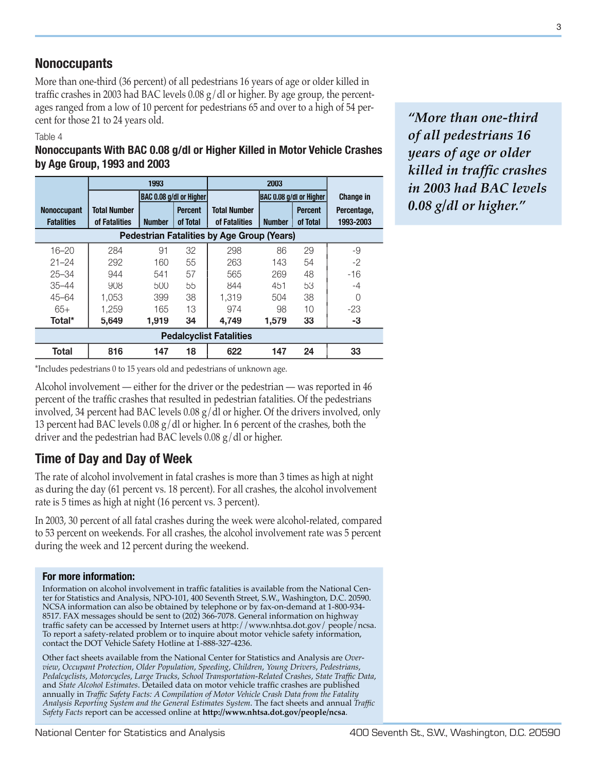## Nonoccupants

More than one-third (36 percent) of all pedestrians 16 years of age or older killed in traffic crashes in 2003 had BAC levels 0.08 g/dl or higher. By age group, the percentages ranged from a low of 10 percent for pedestrians 65 and over to a high of 54 percent for those 21 to 24 years old.

*"More than one-third of all pedestrians 16 years of age or older killed in traffic crashes in 2003 had BAC levels 0.08 g/dl or higher."*

Table 4

**Nonoccupants With BAC 0.08 g/dl or Higher Killed in Motor Vehicle Crashes by Age Group, 1993 and 2003**

| Nonoccupant Fatalities | 1993 | | | 2003 | | | Change in Percentage, 1993-2003 |
|---|---|---|---|---|---|---|---|
| | Total Number of Fatalities | BAC 0.08 g/dl or Higher | | Total Number of Fatalities | BAC 0.08 g/dl or Higher | | |
| | | Number | Percent of Total | | Number | Percent of Total | |
| **Pedestrian Fatalities by Age Group (Years)** | | | | | | | |
| 16–20 | 284 | 91 | 32 | 298 | 86 | 29 | -9 |
| 21–24 | 292 | 160 | 55 | 263 | 143 | 54 | -2 |
| 25–34 | 944 | 541 | 57 | 565 | 269 | 48 | -16 |
| 35–44 | 908 | 500 | 55 | 844 | 451 | 53 | -4 |
| 45–64 | 1,053 | 399 | 38 | 1,319 | 504 | 38 | 0 |
| 65+ | 1,259 | 165 | 13 | 974 | 98 | 10 | -23 |
| **Total*** | **5,649** | **1,919** | **34** | **4,749** | **1,579** | **33** | **-3** |
| **Pedalcyclist Fatalities** | | | | | | | |
| **Total** | **816** | **147** | **18** | **622** | **147** | **24** | **33** |

*Includes pedestrians 0 to 15 years old and pedestrians of unknown age.

Alcohol involvement — either for the driver or the pedestrian — was reported in 46 percent of the traffic crashes that resulted in pedestrian fatalities. Of the pedestrians involved, 34 percent had BAC levels 0.08 g/dl or higher. Of the drivers involved, only 13 percent had BAC levels 0.08 g/dl or higher. In 6 percent of the crashes, both the driver and the pedestrian had BAC levels 0.08 g/dl or higher.

## Time of Day and Day of Week

The rate of alcohol involvement in fatal crashes is more than 3 times as high at night as during the day (61 percent vs. 18 percent). For all crashes, the alcohol involvement rate is 5 times as high at night (16 percent vs. 3 percent).

In 2003, 30 percent of all fatal crashes during the week were alcohol-related, compared to 53 percent on weekends. For all crashes, the alcohol involvement rate was 5 percent during the week and 12 percent during the weekend.

### For more information:

Information on alcohol involvement in traffic fatalities is available from the National Center for Statistics and Analysis, NPO-101, 400 Seventh Street, S.W., Washington, D.C. 20590. NCSA information can also be obtained by telephone or by fax-on-demand at 1-800-934-8517. FAX messages should be sent to (202) 366-7078. General information on highway traffic safety can be accessed by Internet users at http://www.nhtsa.dot.gov/ people/ncsa. To report a safety-related problem or to inquire about motor vehicle safety information, contact the DOT Vehicle Safety Hotline at 1-888-327-4236.

Other fact sheets available from the National Center for Statistics and Analysis are *Overview*, *Occupant Protection*, *Older Population*, *Speeding*, *Children*, *Young Drivers*, *Pedestrians*, *Pedalcyclists*, *Motorcycles*, *Large Trucks*, *School Transportation-Related Crashes*, *State Traffic Data*, and *State Alcohol Estimates*. Detailed data on motor vehicle traffic crashes are published annually in *Traffic Safety Facts: A Compilation of Motor Vehicle Crash Data from the Fatality Analysis Reporting System and the General Estimates System*. The fact sheets and annual *Traffic Safety Facts* report can be accessed online at **http://www.nhtsa.dot.gov/people/ncsa**.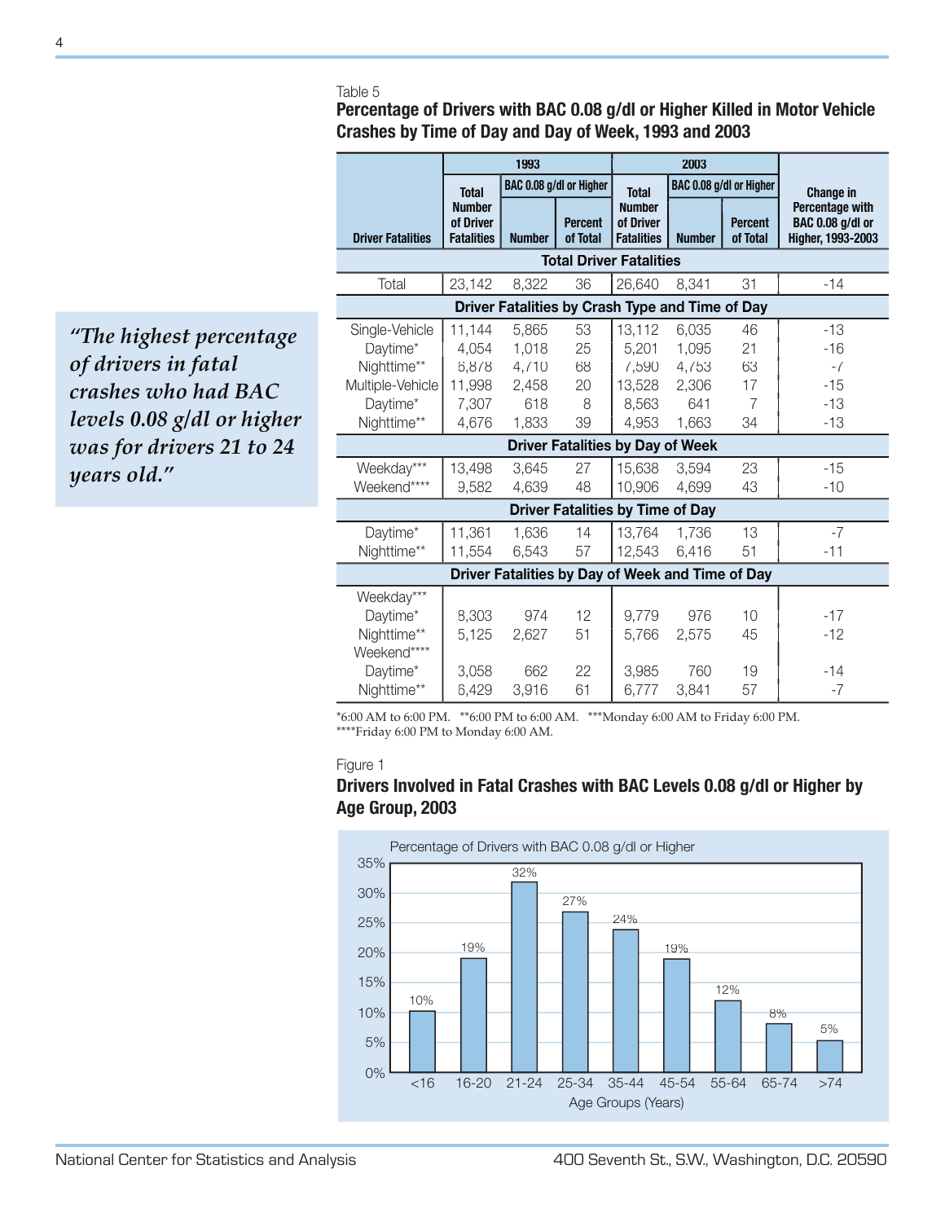> *"The highest percentage of drivers in fatal crashes who had BAC levels 0.08 g/dl or higher was for drivers 21 to 24 years old."*

Table 5

**Percentage of Drivers with BAC 0.08 g/dl or Higher Killed in Motor Vehicle Crashes by Time of Day and Day of Week, 1993 and 2003**

| Driver Fatalities | 1993 | | | 2003 | | | Change in Percentage with BAC 0.08 g/dl or Higher, 1993-2003 |
|---|---|---|---|---|---|---|---|
| | Total Number of Driver Fatalities | BAC 0.08 g/dl or Higher | | Total Number of Driver Fatalities | BAC 0.08 g/dl or Higher | | |
| | | Number | Percent of Total | | Number | Percent of Total | |
| **Total Driver Fatalities** | | | | | | | |
| Total | 23,142 | 8,322 | 36 | 26,640 | 8,341 | 31 | -14 |
| **Driver Fatalities by Crash Type and Time of Day** | | | | | | | |
| Single-Vehicle | 11,144 | 5,865 | 53 | 13,112 | 6,035 | 46 | -13 |
| Daytime* | 4,054 | 1,018 | 25 | 5,201 | 1,095 | 21 | -16 |
| Nighttime** | 6,878 | 4,710 | 68 | 7,590 | 4,753 | 63 | -7 |
| Multiple-Vehicle | 11,998 | 2,458 | 20 | 13,528 | 2,306 | 17 | -15 |
| Daytime* | 7,307 | 618 | 8 | 8,563 | 641 | 7 | -13 |
| Nighttime** | 4,676 | 1,833 | 39 | 4,953 | 1,663 | 34 | -13 |
| **Driver Fatalities by Day of Week** | | | | | | | |
| Weekday*** | 13,498 | 3,645 | 27 | 15,638 | 3,594 | 23 | -15 |
| Weekend**** | 9,582 | 4,639 | 48 | 10,906 | 4,699 | 43 | -10 |
| **Driver Fatalities by Time of Day** | | | | | | | |
| Daytime* | 11,361 | 1,636 | 14 | 13,764 | 1,736 | 13 | -7 |
| Nighttime** | 11,554 | 6,543 | 57 | 12,543 | 6,416 | 51 | -11 |
| **Driver Fatalities by Day of Week and Time of Day** | | | | | | | |
| Weekday*** | | | | | | | |
| Daytime* | 8,303 | 974 | 12 | 9,779 | 976 | 10 | -17 |
| Nighttime** | 5,125 | 2,627 | 51 | 5,766 | 2,575 | 45 | -12 |
| Weekend**** | | | | | | | |
| Daytime* | 3,058 | 662 | 22 | 3,985 | 760 | 19 | -14 |
| Nighttime** | 6,429 | 3,916 | 61 | 6,777 | 3,841 | 57 | -7 |

*6:00 AM to 6:00 PM. **6:00 PM to 6:00 AM. ***Monday 6:00 AM to Friday 6:00 PM.
****Friday 6:00 PM to Monday 6:00 AM.

Figure 1

**Drivers Involved in Fatal Crashes with BAC Levels 0.08 g/dl or Higher by Age Group, 2003**

Percentage of Drivers with BAC 0.08 g/dl or Higher

| Age Groups (Years) | <16 | 16-20 | 21-24 | 25-34 | 35-44 | 45-54 | 55-64 | 65-74 | >74 |
|---|---|---|---|---|---|---|---|---|---|
| Percentage | 10% | 19% | 32% | 27% | 24% | 19% | 12% | 8% | 5% |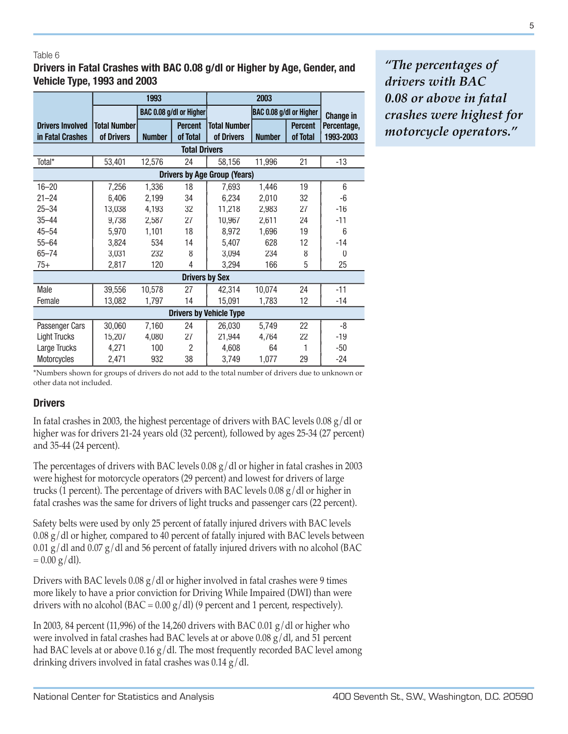Table 6

**Drivers in Fatal Crashes with BAC 0.08 g/dl or Higher by Age, Gender, and Vehicle Type, 1993 and 2003**

| Drivers Involved in Fatal Crashes | 1993 | | | 2003 | | | Change in Percentage, 1993-2003 |
|---|---|---|---|---|---|---|---|
| | Total Number of Drivers | BAC 0.08 g/dl or Higher | | Total Number of Drivers | BAC 0.08 g/dl or Higher | | |
| | | Number | Percent of Total | | Number | Percent of Total | |
| **Total Drivers** | | | | | | | |
| Total* | 53,401 | 12,576 | 24 | 58,156 | 11,996 | 21 | -13 |
| **Drivers by Age Group (Years)** | | | | | | | |
| 16–20 | 7,256 | 1,336 | 18 | 7,693 | 1,446 | 19 | 6 |
| 21–24 | 6,406 | 2,199 | 34 | 6,234 | 2,010 | 32 | -6 |
| 25–34 | 13,038 | 4,193 | 32 | 11,218 | 2,983 | 27 | -16 |
| 35–44 | 9,738 | 2,587 | 27 | 10,967 | 2,611 | 24 | -11 |
| 45–54 | 5,970 | 1,101 | 18 | 8,972 | 1,696 | 19 | 6 |
| 55–64 | 3,824 | 534 | 14 | 5,407 | 628 | 12 | -14 |
| 65–74 | 3,031 | 232 | 8 | 3,094 | 234 | 8 | 0 |
| 75+ | 2,817 | 120 | 4 | 3,294 | 166 | 5 | 25 |
| **Drivers by Sex** | | | | | | | |
| Male | 39,556 | 10,578 | 27 | 42,314 | 10,074 | 24 | -11 |
| Female | 13,082 | 1,797 | 14 | 15,091 | 1,783 | 12 | -14 |
| **Drivers by Vehicle Type** | | | | | | | |
| Passenger Cars | 30,060 | 7,160 | 24 | 26,030 | 5,749 | 22 | -8 |
| Light Trucks | 15,207 | 4,080 | 27 | 21,944 | 4,764 | 22 | -19 |
| Large Trucks | 4,271 | 100 | 2 | 4,608 | 64 | 1 | -50 |
| Motorcycles | 2,471 | 932 | 38 | 3,749 | 1,077 | 29 | -24 |

*Numbers shown for groups of drivers do not add to the total number of drivers due to unknown or other data not included.

*"The percentages of drivers with BAC 0.08 or above in fatal crashes were highest for motorcycle operators."*

## Drivers

In fatal crashes in 2003, the highest percentage of drivers with BAC levels 0.08 g/dl or higher was for drivers 21-24 years old (32 percent), followed by ages 25-34 (27 percent) and 35-44 (24 percent).

The percentages of drivers with BAC levels 0.08 g/dl or higher in fatal crashes in 2003 were highest for motorcycle operators (29 percent) and lowest for drivers of large trucks (1 percent). The percentage of drivers with BAC levels 0.08 g/dl or higher in fatal crashes was the same for drivers of light trucks and passenger cars (22 percent).

Safety belts were used by only 25 percent of fatally injured drivers with BAC levels 0.08 g/dl or higher, compared to 40 percent of fatally injured with BAC levels between 0.01 g/dl and 0.07 g/dl and 56 percent of fatally injured drivers with no alcohol (BAC = 0.00 g/dl).

Drivers with BAC levels 0.08 g/dl or higher involved in fatal crashes were 9 times more likely to have a prior conviction for Driving While Impaired (DWI) than were drivers with no alcohol (BAC = 0.00 g/dl) (9 percent and 1 percent, respectively).

In 2003, 84 percent (11,996) of the 14,260 drivers with BAC 0.01 g/dl or higher who were involved in fatal crashes had BAC levels at or above 0.08 g/dl, and 51 percent had BAC levels at or above 0.16 g/dl. The most frequently recorded BAC level among drinking drivers involved in fatal crashes was 0.14 g/dl.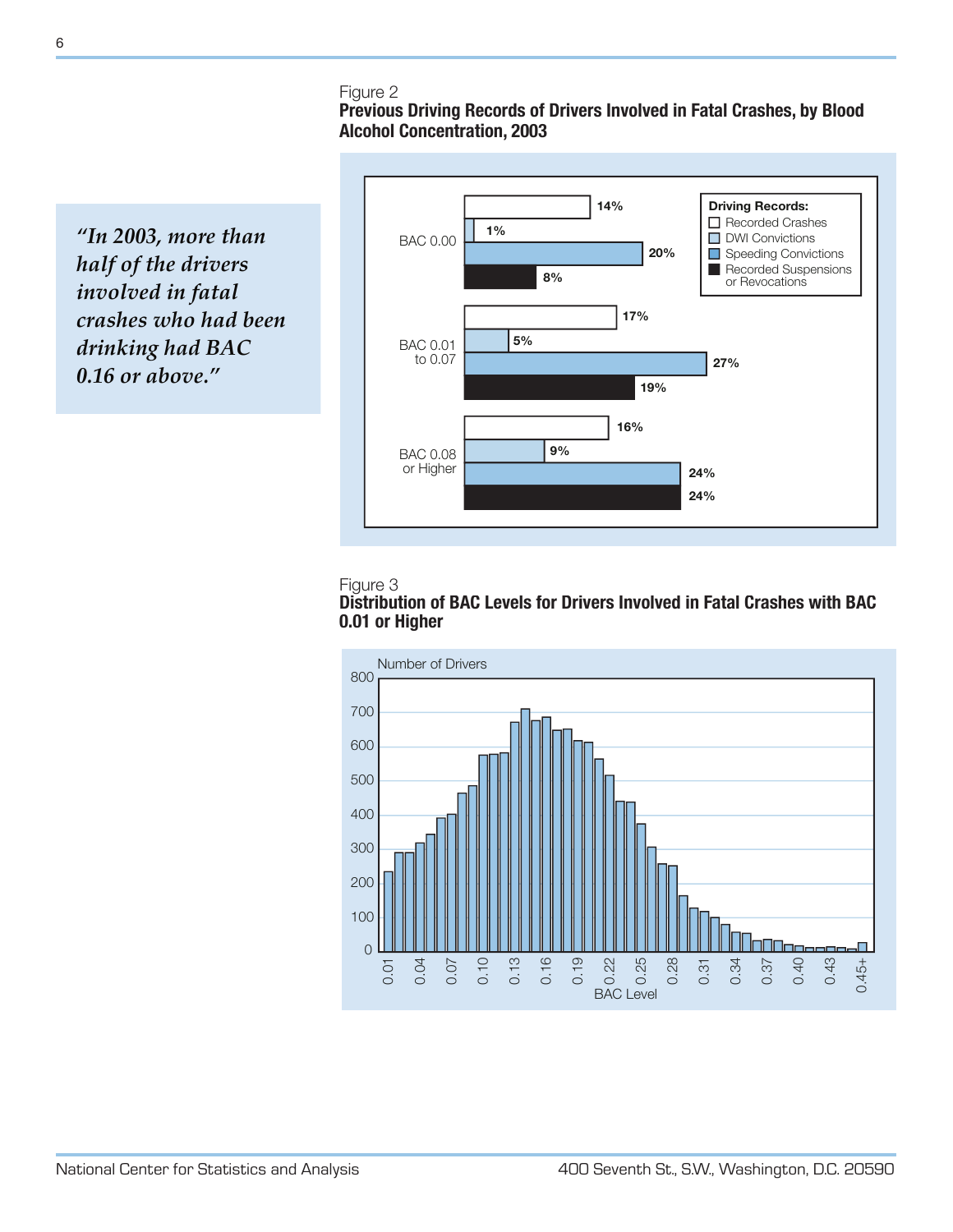> *"In 2003, more than half of the drivers involved in fatal crashes who had been drinking had BAC 0.16 or above."*

Figure 2
**Previous Driving Records of Drivers Involved in Fatal Crashes, by Blood Alcohol Concentration, 2003**

| Driving Records | BAC 0.00 | BAC 0.01 to 0.07 | BAC 0.08 or Higher |
|---|---|---|---|
| Recorded Crashes | 14% | 17% | 16% |
| DWI Convictions | 1% | 5% | 9% |
| Speeding Convictions | 20% | 27% | 24% |
| Recorded Suspensions or Revocations | 8% | 19% | 24% |

Figure 3
**Distribution of BAC Levels for Drivers Involved in Fatal Crashes with BAC 0.01 or Higher**

Number of Drivers

BAC Level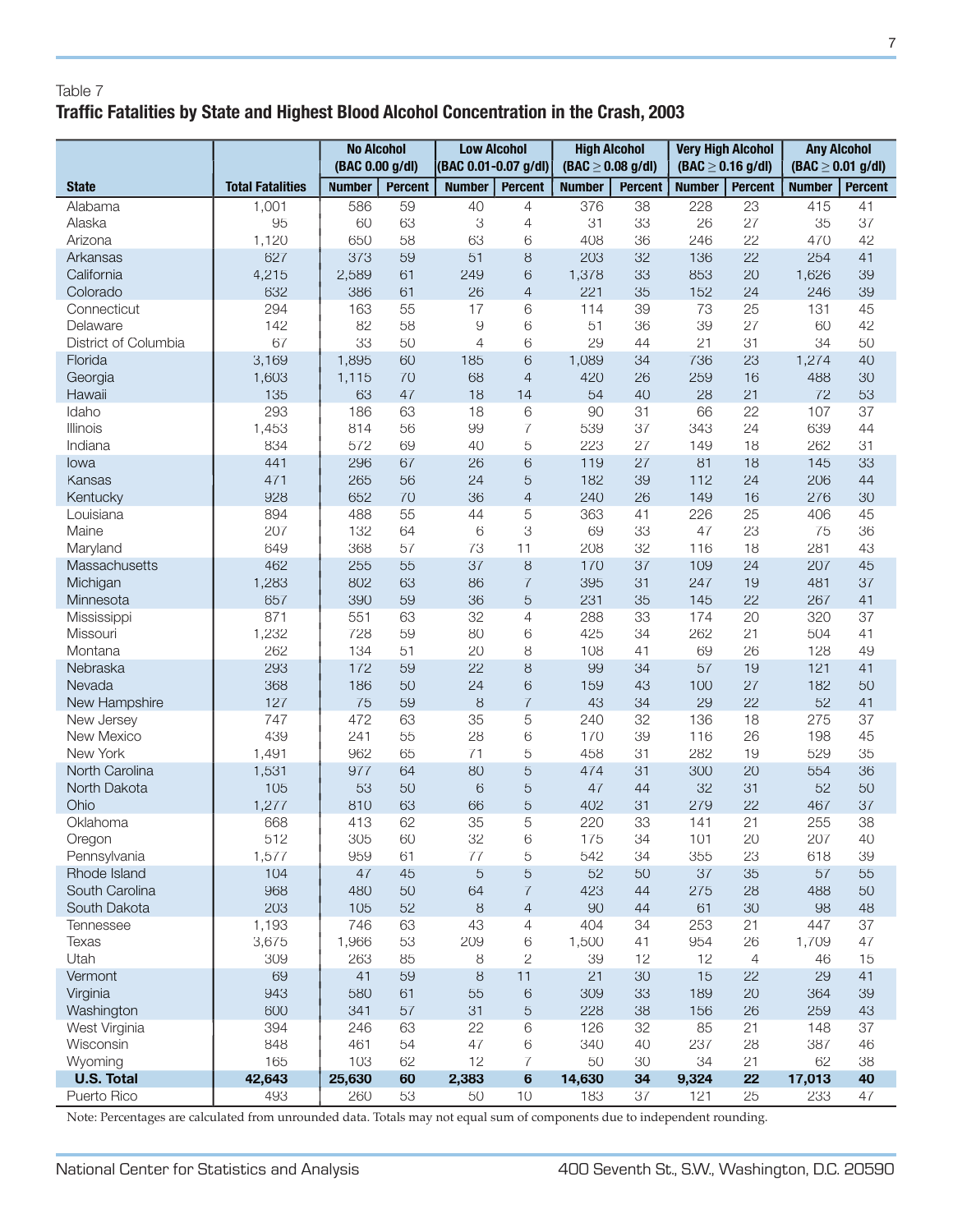Table 7

**Traffic Fatalities by State and Highest Blood Alcohol Concentration in the Crash, 2003**

| State | Total Fatalities | No Alcohol (BAC 0.00 g/dl) | | Low Alcohol (BAC 0.01-0.07 g/dl) | | High Alcohol (BAC ≥ 0.08 g/dl) | | Very High Alcohol (BAC ≥ 0.16 g/dl) | | Any Alcohol (BAC ≥ 0.01 g/dl) | |
|---|---|---|---|---|---|---|---|---|---|---|---|
| | | Number | Percent | Number | Percent | Number | Percent | Number | Percent | Number | Percent |
| Alabama | 1,001 | 586 | 59 | 40 | 4 | 376 | 38 | 228 | 23 | 415 | 41 |
| Alaska | 95 | 60 | 63 | 3 | 4 | 31 | 33 | 26 | 27 | 35 | 37 |
| Arizona | 1,120 | 650 | 58 | 63 | 6 | 408 | 36 | 246 | 22 | 470 | 42 |
| Arkansas | 627 | 373 | 59 | 51 | 8 | 203 | 32 | 136 | 22 | 254 | 41 |
| California | 4,215 | 2,589 | 61 | 249 | 6 | 1,378 | 33 | 853 | 20 | 1,626 | 39 |
| Colorado | 632 | 386 | 61 | 26 | 4 | 221 | 35 | 152 | 24 | 246 | 39 |
| Connecticut | 294 | 163 | 55 | 17 | 6 | 114 | 39 | 73 | 25 | 131 | 45 |
| Delaware | 142 | 82 | 58 | 9 | 6 | 51 | 36 | 39 | 27 | 60 | 42 |
| District of Columbia | 67 | 33 | 50 | 4 | 6 | 29 | 44 | 21 | 31 | 34 | 50 |
| Florida | 3,169 | 1,895 | 60 | 185 | 6 | 1,089 | 34 | 736 | 23 | 1,274 | 40 |
| Georgia | 1,603 | 1,115 | 70 | 68 | 4 | 420 | 26 | 259 | 16 | 488 | 30 |
| Hawaii | 135 | 63 | 47 | 18 | 14 | 54 | 40 | 28 | 21 | 72 | 53 |
| Idaho | 293 | 186 | 63 | 18 | 6 | 90 | 31 | 66 | 22 | 107 | 37 |
| Illinois | 1,453 | 814 | 56 | 99 | 7 | 539 | 37 | 343 | 24 | 639 | 44 |
| Indiana | 834 | 572 | 69 | 40 | 5 | 223 | 27 | 149 | 18 | 262 | 31 |
| Iowa | 441 | 296 | 67 | 26 | 6 | 119 | 27 | 81 | 18 | 145 | 33 |
| Kansas | 471 | 265 | 56 | 24 | 5 | 182 | 39 | 112 | 24 | 206 | 44 |
| Kentucky | 928 | 652 | 70 | 36 | 4 | 240 | 26 | 149 | 16 | 276 | 30 |
| Louisiana | 894 | 488 | 55 | 44 | 5 | 363 | 41 | 226 | 25 | 406 | 45 |
| Maine | 207 | 132 | 64 | 6 | 3 | 69 | 33 | 47 | 23 | 75 | 36 |
| Maryland | 649 | 368 | 57 | 73 | 11 | 208 | 32 | 116 | 18 | 281 | 43 |
| Massachusetts | 462 | 255 | 55 | 37 | 8 | 170 | 37 | 109 | 24 | 207 | 45 |
| Michigan | 1,283 | 802 | 63 | 86 | 7 | 395 | 31 | 247 | 19 | 481 | 37 |
| Minnesota | 657 | 390 | 59 | 36 | 5 | 231 | 35 | 145 | 22 | 267 | 41 |
| Mississippi | 871 | 551 | 63 | 32 | 4 | 288 | 33 | 174 | 20 | 320 | 37 |
| Missouri | 1,232 | 728 | 59 | 80 | 6 | 425 | 34 | 262 | 21 | 504 | 41 |
| Montana | 262 | 134 | 51 | 20 | 8 | 108 | 41 | 69 | 26 | 128 | 49 |
| Nebraska | 293 | 172 | 59 | 22 | 8 | 99 | 34 | 57 | 19 | 121 | 41 |
| Nevada | 368 | 186 | 50 | 24 | 6 | 159 | 43 | 100 | 27 | 182 | 50 |
| New Hampshire | 127 | 75 | 59 | 8 | 7 | 43 | 34 | 29 | 22 | 52 | 41 |
| New Jersey | 747 | 472 | 63 | 35 | 5 | 240 | 32 | 136 | 18 | 275 | 37 |
| New Mexico | 439 | 241 | 55 | 28 | 6 | 170 | 39 | 116 | 26 | 198 | 45 |
| New York | 1,491 | 962 | 65 | 71 | 5 | 458 | 31 | 282 | 19 | 529 | 35 |
| North Carolina | 1,531 | 977 | 64 | 80 | 5 | 474 | 31 | 300 | 20 | 554 | 36 |
| North Dakota | 105 | 53 | 50 | 6 | 5 | 47 | 44 | 32 | 31 | 52 | 50 |
| Ohio | 1,277 | 810 | 63 | 66 | 5 | 402 | 31 | 279 | 22 | 467 | 37 |
| Oklahoma | 668 | 413 | 62 | 35 | 5 | 220 | 33 | 141 | 21 | 255 | 38 |
| Oregon | 512 | 305 | 60 | 32 | 6 | 175 | 34 | 101 | 20 | 207 | 40 |
| Pennsylvania | 1,577 | 959 | 61 | 77 | 5 | 542 | 34 | 355 | 23 | 618 | 39 |
| Rhode Island | 104 | 47 | 45 | 5 | 5 | 52 | 50 | 37 | 35 | 57 | 55 |
| South Carolina | 968 | 480 | 50 | 64 | 7 | 423 | 44 | 275 | 28 | 488 | 50 |
| South Dakota | 203 | 105 | 52 | 8 | 4 | 90 | 44 | 61 | 30 | 98 | 48 |
| Tennessee | 1,193 | 746 | 63 | 43 | 4 | 404 | 34 | 253 | 21 | 447 | 37 |
| Texas | 3,675 | 1,966 | 53 | 209 | 6 | 1,500 | 41 | 954 | 26 | 1,709 | 47 |
| Utah | 309 | 263 | 85 | 8 | 2 | 39 | 12 | 12 | 4 | 46 | 15 |
| Vermont | 69 | 41 | 59 | 8 | 11 | 21 | 30 | 15 | 22 | 29 | 41 |
| Virginia | 943 | 580 | 61 | 55 | 6 | 309 | 33 | 189 | 20 | 364 | 39 |
| Washington | 600 | 341 | 57 | 31 | 5 | 228 | 38 | 156 | 26 | 259 | 43 |
| West Virginia | 394 | 246 | 63 | 22 | 6 | 126 | 32 | 85 | 21 | 148 | 37 |
| Wisconsin | 848 | 461 | 54 | 47 | 6 | 340 | 40 | 237 | 28 | 387 | 46 |
| Wyoming | 165 | 103 | 62 | 12 | 7 | 50 | 30 | 34 | 21 | 62 | 38 |
| **U.S. Total** | **42,643** | **25,630** | **60** | **2,383** | **6** | **14,630** | **34** | **9,324** | **22** | **17,013** | **40** |
| Puerto Rico | 493 | 260 | 53 | 50 | 10 | 183 | 37 | 121 | 25 | 233 | 47 |

Note: Percentages are calculated from unrounded data. Totals may not equal sum of components due to independent rounding.

National Center for Statistics and Analysis    400 Seventh St., S.W., Washington, D.C. 20590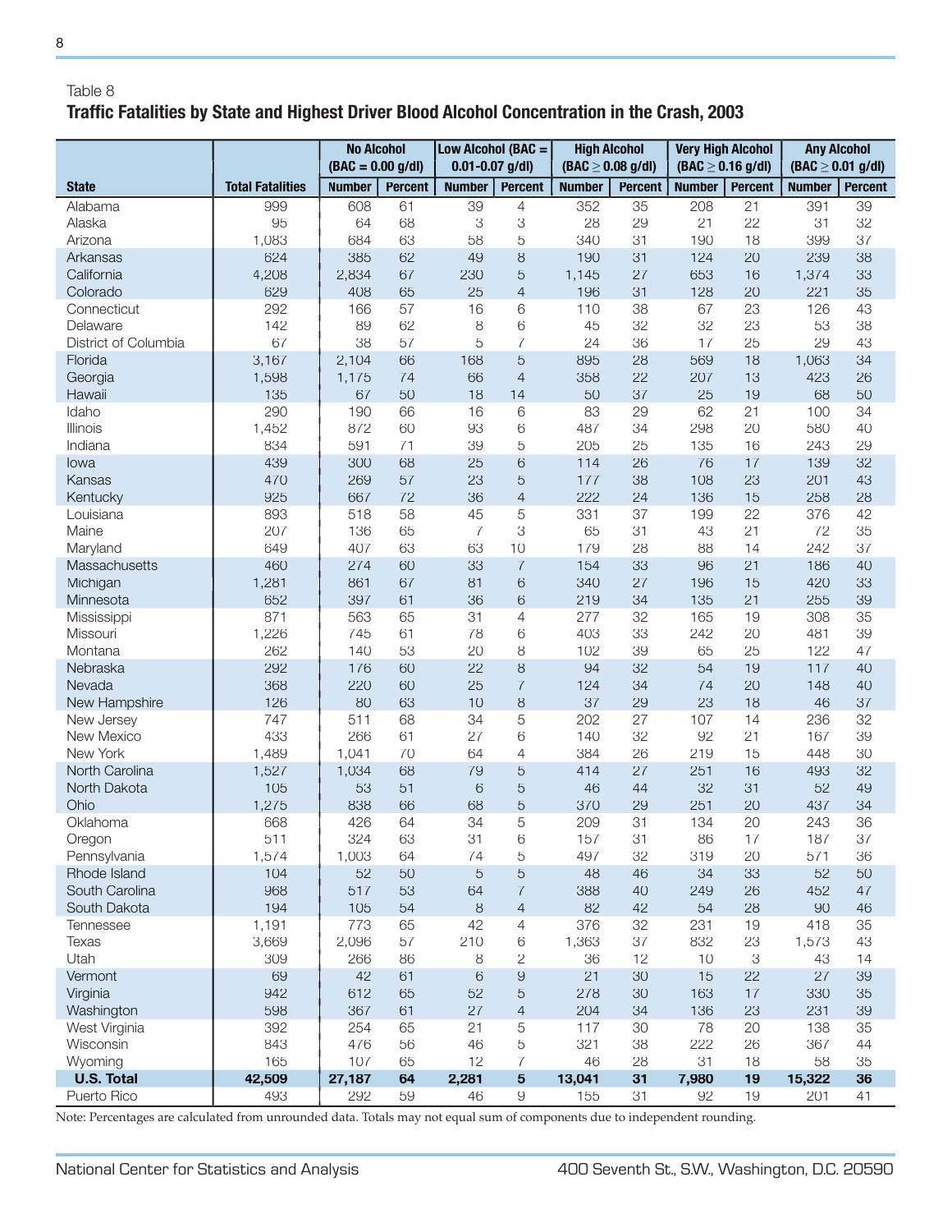Table 8

## Traffic Fatalities by State and Highest Driver Blood Alcohol Concentration in the Crash, 2003

| State | Total Fatalities | No Alcohol (BAC = 0.00 g/dl) | | Low Alcohol (BAC = 0.01-0.07 g/dl) | | High Alcohol (BAC ≥ 0.08 g/dl) | | Very High Alcohol (BAC ≥ 0.16 g/dl) | | Any Alcohol (BAC ≥ 0.01 g/dl) | |
|---|---|---|---|---|---|---|---|---|---|---|---|
| | | Number | Percent | Number | Percent | Number | Percent | Number | Percent | Number | Percent |
| Alabama | 999 | 608 | 61 | 39 | 4 | 352 | 35 | 208 | 21 | 391 | 39 |
| Alaska | 95 | 64 | 68 | 3 | 3 | 28 | 29 | 21 | 22 | 31 | 32 |
| Arizona | 1,083 | 684 | 63 | 58 | 5 | 340 | 31 | 190 | 18 | 399 | 37 |
| Arkansas | 624 | 385 | 62 | 49 | 8 | 190 | 31 | 124 | 20 | 239 | 38 |
| California | 4,208 | 2,834 | 67 | 230 | 5 | 1,145 | 27 | 653 | 16 | 1,374 | 33 |
| Colorado | 629 | 408 | 65 | 25 | 4 | 196 | 31 | 128 | 20 | 221 | 35 |
| Connecticut | 292 | 166 | 57 | 16 | 6 | 110 | 38 | 67 | 23 | 126 | 43 |
| Delaware | 142 | 89 | 62 | 8 | 6 | 45 | 32 | 32 | 23 | 53 | 38 |
| District of Columbia | 67 | 38 | 57 | 5 | 7 | 24 | 36 | 17 | 25 | 29 | 43 |
| Florida | 3,167 | 2,104 | 66 | 168 | 5 | 895 | 28 | 569 | 18 | 1,063 | 34 |
| Georgia | 1,598 | 1,175 | 74 | 66 | 4 | 358 | 22 | 207 | 13 | 423 | 26 |
| Hawaii | 135 | 67 | 50 | 18 | 14 | 50 | 37 | 25 | 19 | 68 | 50 |
| Idaho | 290 | 190 | 66 | 16 | 6 | 83 | 29 | 62 | 21 | 100 | 34 |
| Illinois | 1,452 | 872 | 60 | 93 | 6 | 487 | 34 | 298 | 20 | 580 | 40 |
| Indiana | 834 | 591 | 71 | 39 | 5 | 205 | 25 | 135 | 16 | 243 | 29 |
| Iowa | 439 | 300 | 68 | 25 | 6 | 114 | 26 | 76 | 17 | 139 | 32 |
| Kansas | 470 | 269 | 57 | 23 | 5 | 177 | 38 | 108 | 23 | 201 | 43 |
| Kentucky | 925 | 667 | 72 | 36 | 4 | 222 | 24 | 136 | 15 | 258 | 28 |
| Louisiana | 893 | 518 | 58 | 45 | 5 | 331 | 37 | 199 | 22 | 376 | 42 |
| Maine | 207 | 136 | 65 | 7 | 3 | 65 | 31 | 43 | 21 | 72 | 35 |
| Maryland | 649 | 407 | 63 | 63 | 10 | 179 | 28 | 88 | 14 | 242 | 37 |
| Massachusetts | 460 | 274 | 60 | 33 | 7 | 154 | 33 | 96 | 21 | 186 | 40 |
| Michigan | 1,281 | 861 | 67 | 81 | 6 | 340 | 27 | 196 | 15 | 420 | 33 |
| Minnesota | 652 | 397 | 61 | 36 | 6 | 219 | 34 | 135 | 21 | 255 | 39 |
| Mississippi | 871 | 563 | 65 | 31 | 4 | 277 | 32 | 165 | 19 | 308 | 35 |
| Missouri | 1,226 | 745 | 61 | 78 | 6 | 403 | 33 | 242 | 20 | 481 | 39 |
| Montana | 262 | 140 | 53 | 20 | 8 | 102 | 39 | 65 | 25 | 122 | 47 |
| Nebraska | 292 | 176 | 60 | 22 | 8 | 94 | 32 | 54 | 19 | 117 | 40 |
| Nevada | 368 | 220 | 60 | 25 | 7 | 124 | 34 | 74 | 20 | 148 | 40 |
| New Hampshire | 126 | 80 | 63 | 10 | 8 | 37 | 29 | 23 | 18 | 46 | 37 |
| New Jersey | 747 | 511 | 68 | 34 | 5 | 202 | 27 | 107 | 14 | 236 | 32 |
| New Mexico | 433 | 266 | 61 | 27 | 6 | 140 | 32 | 92 | 21 | 167 | 39 |
| New York | 1,489 | 1,041 | 70 | 64 | 4 | 384 | 26 | 219 | 15 | 448 | 30 |
| North Carolina | 1,527 | 1,034 | 68 | 79 | 5 | 414 | 27 | 251 | 16 | 493 | 32 |
| North Dakota | 105 | 53 | 51 | 6 | 5 | 46 | 44 | 32 | 31 | 52 | 49 |
| Ohio | 1,275 | 838 | 66 | 68 | 5 | 370 | 29 | 251 | 20 | 437 | 34 |
| Oklahoma | 668 | 426 | 64 | 34 | 5 | 209 | 31 | 134 | 20 | 243 | 36 |
| Oregon | 511 | 324 | 63 | 31 | 6 | 157 | 31 | 86 | 17 | 187 | 37 |
| Pennsylvania | 1,574 | 1,003 | 64 | 74 | 5 | 497 | 32 | 319 | 20 | 571 | 36 |
| Rhode Island | 104 | 52 | 50 | 5 | 5 | 48 | 46 | 34 | 33 | 52 | 50 |
| South Carolina | 968 | 517 | 53 | 64 | 7 | 388 | 40 | 249 | 26 | 452 | 47 |
| South Dakota | 194 | 105 | 54 | 8 | 4 | 82 | 42 | 54 | 28 | 90 | 46 |
| Tennessee | 1,191 | 773 | 65 | 42 | 4 | 376 | 32 | 231 | 19 | 418 | 35 |
| Texas | 3,669 | 2,096 | 57 | 210 | 6 | 1,363 | 37 | 832 | 23 | 1,573 | 43 |
| Utah | 309 | 266 | 86 | 8 | 2 | 36 | 12 | 10 | 3 | 43 | 14 |
| Vermont | 69 | 42 | 61 | 6 | 9 | 21 | 30 | 15 | 22 | 27 | 39 |
| Virginia | 942 | 612 | 65 | 52 | 5 | 278 | 30 | 163 | 17 | 330 | 35 |
| Washington | 598 | 367 | 61 | 27 | 4 | 204 | 34 | 136 | 23 | 231 | 39 |
| West Virginia | 392 | 254 | 65 | 21 | 5 | 117 | 30 | 78 | 20 | 138 | 35 |
| Wisconsin | 843 | 476 | 56 | 46 | 5 | 321 | 38 | 222 | 26 | 367 | 44 |
| Wyoming | 165 | 107 | 65 | 12 | 7 | 46 | 28 | 31 | 18 | 58 | 35 |
| **U.S. Total** | **42,509** | **27,187** | **64** | **2,281** | **5** | **13,041** | **31** | **7,980** | **19** | **15,322** | **36** |
| Puerto Rico | 493 | 292 | 59 | 46 | 9 | 155 | 31 | 92 | 19 | 201 | 41 |

Note: Percentages are calculated from unrounded data. Totals may not equal sum of components due to independent rounding.